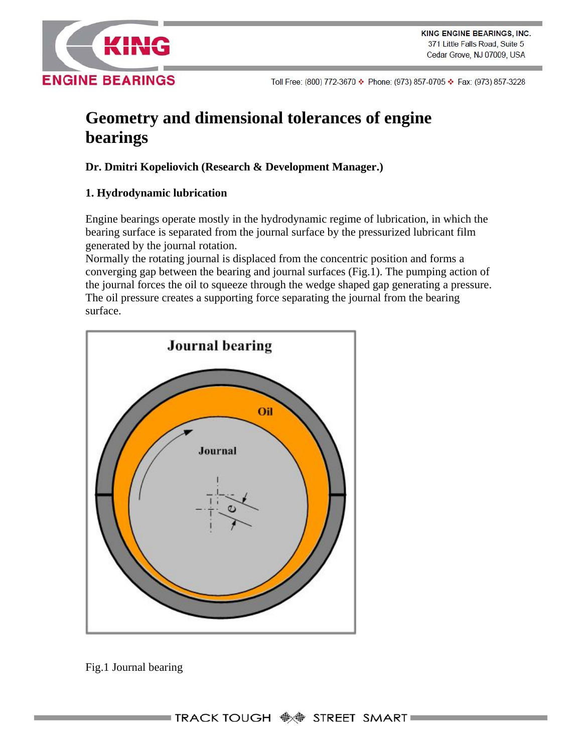# Geometry and dimensional tolerances of engine bearings

**Dr. Dmitri Kopeliovich (Research & Development Manager.)**

## 1. Hydrodynamic lubrication

Engine bearings operate mostly in the hydrodynamic regime of lubrication, in which the bearing surface is separated from the journal surface by the pressurized lubricant film generated by the journal rotation.

Normally the rotating journal is displaced from the concentric position and forms a converging gap between the bearing and journal surfaces (Fig.1). The pumping action of the journal forces the oil to squeeze through the wedge shaped gap generating a pressure. The oil pressure creates a supporting force separating the journal from the bearing surface.

Fig.1 Journal bearing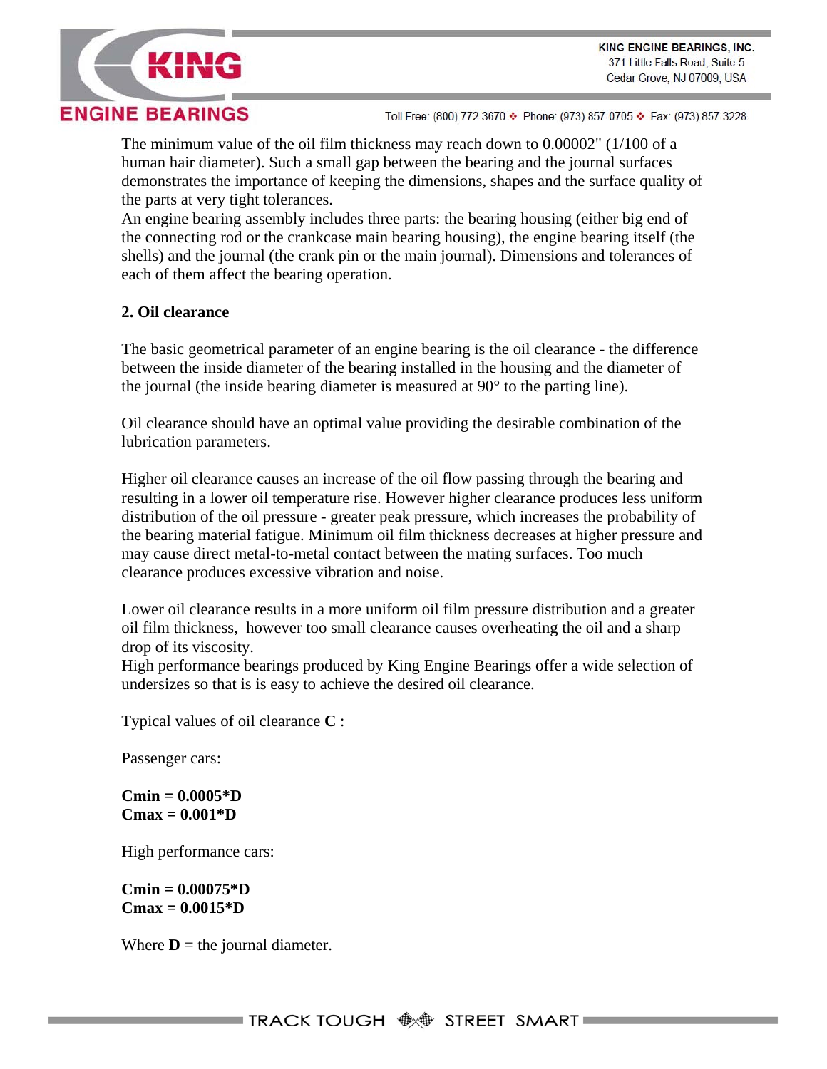The minimum value of the oil film thickness may reach down to 0.00002" (1/100 of a human hair diameter). Such a small gap between the bearing and the journal surfaces demonstrates the importance of keeping the dimensions, shapes and the surface quality of the parts at very tight tolerances.
An engine bearing assembly includes three parts: the bearing housing (either big end of the connecting rod or the crankcase main bearing housing), the engine bearing itself (the shells) and the journal (the crank pin or the main journal). Dimensions and tolerances of each of them affect the bearing operation.

**2. Oil clearance**

The basic geometrical parameter of an engine bearing is the oil clearance - the difference between the inside diameter of the bearing installed in the housing and the diameter of the journal (the inside bearing diameter is measured at 90° to the parting line).

Oil clearance should have an optimal value providing the desirable combination of the lubrication parameters.

Higher oil clearance causes an increase of the oil flow passing through the bearing and resulting in a lower oil temperature rise. However higher clearance produces less uniform distribution of the oil pressure - greater peak pressure, which increases the probability of the bearing material fatigue. Minimum oil film thickness decreases at higher pressure and may cause direct metal-to-metal contact between the mating surfaces. Too much clearance produces excessive vibration and noise.

Lower oil clearance results in a more uniform oil film pressure distribution and a greater oil film thickness, however too small clearance causes overheating the oil and a sharp drop of its viscosity.
High performance bearings produced by King Engine Bearings offer a wide selection of undersizes so that is is easy to achieve the desired oil clearance.

Typical values of oil clearance **C** :

Passenger cars:

$$C_{min} = 0.0005 \cdot D$$
$$C_{max} = 0.001 \cdot D$$

High performance cars:

$$C_{min} = 0.00075 \cdot D$$
$$C_{max} = 0.0015 \cdot D$$

Where **D** = the journal diameter.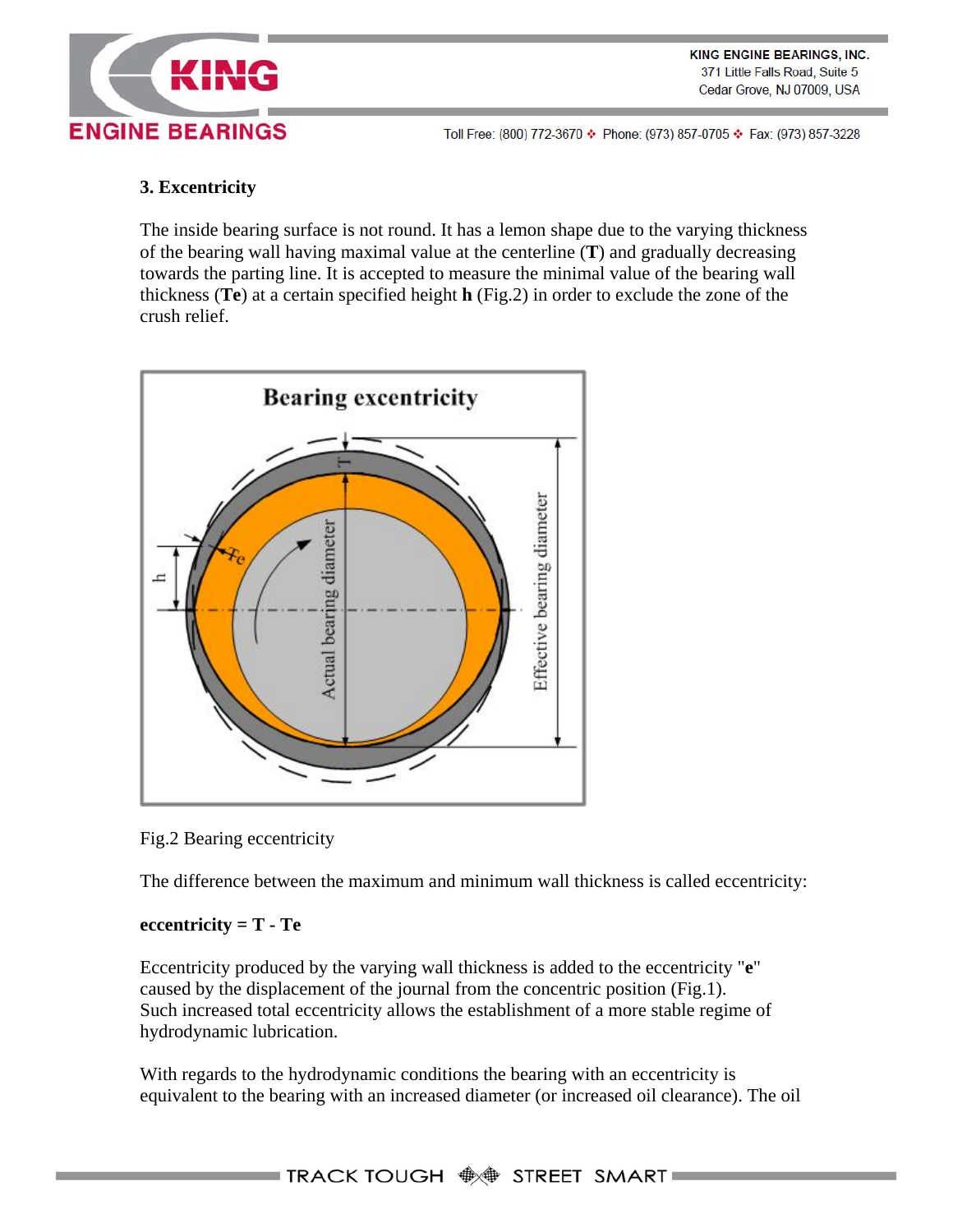### 3. Excentricity

The inside bearing surface is not round. It has a lemon shape due to the varying thickness of the bearing wall having maximal value at the centerline (**T**) and gradually decreasing towards the parting line. It is accepted to measure the minimal value of the bearing wall thickness (**Te**) at a certain specified height **h** (Fig.2) in order to exclude the zone of the crush relief.

Fig.2 Bearing eccentricity

The difference between the maximum and minimum wall thickness is called eccentricity:

**eccentricity = T - Te**

Eccentricity produced by the varying wall thickness is added to the eccentricity "**e**" caused by the displacement of the journal from the concentric position (Fig.1). Such increased total eccentricity allows the establishment of a more stable regime of hydrodynamic lubrication.

With regards to the hydrodynamic conditions the bearing with an eccentricity is equivalent to the bearing with an increased diameter (or increased oil clearance). The oil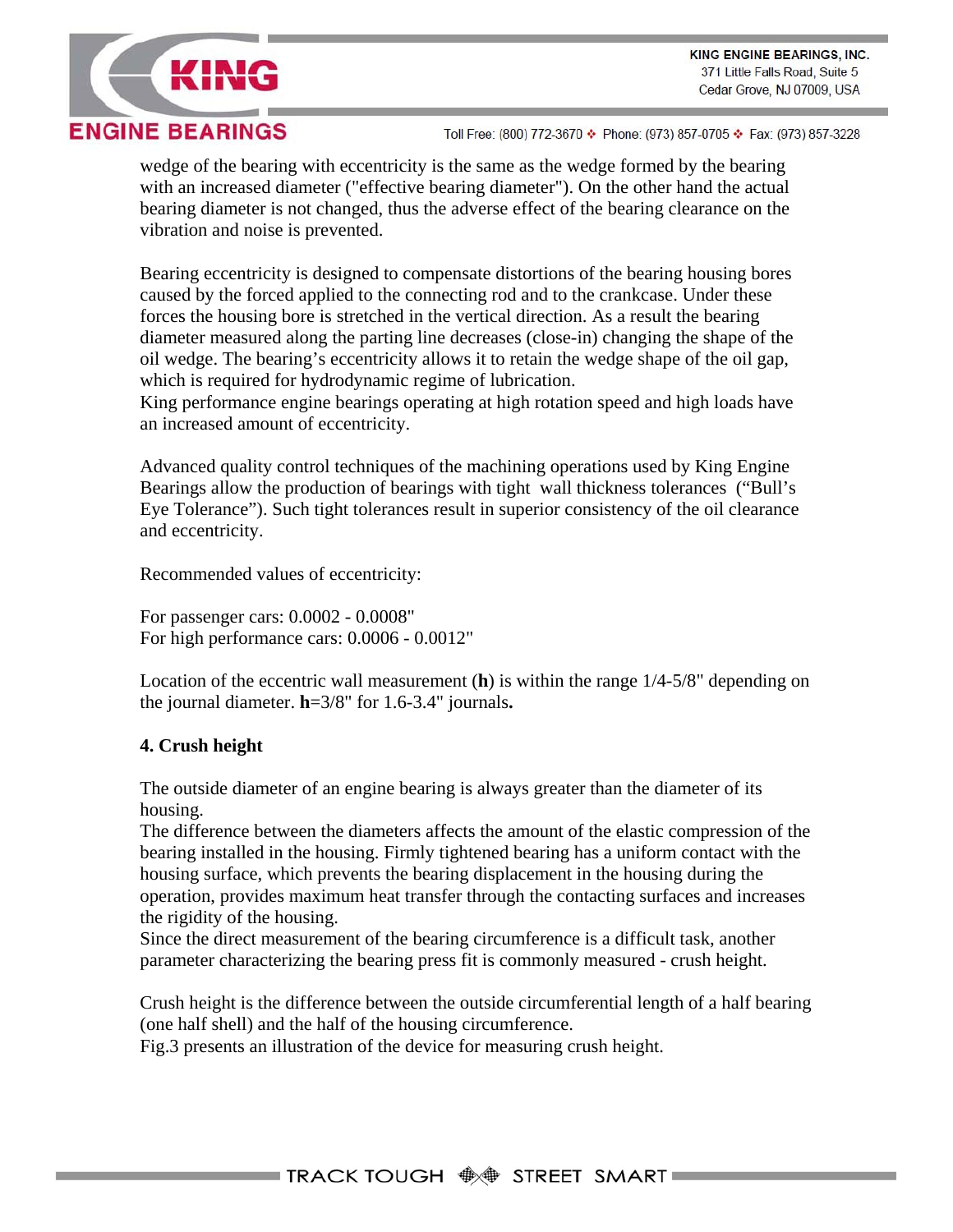wedge of the bearing with eccentricity is the same as the wedge formed by the bearing with an increased diameter ("effective bearing diameter"). On the other hand the actual bearing diameter is not changed, thus the adverse effect of the bearing clearance on the vibration and noise is prevented.

Bearing eccentricity is designed to compensate distortions of the bearing housing bores caused by the forced applied to the connecting rod and to the crankcase. Under these forces the housing bore is stretched in the vertical direction. As a result the bearing diameter measured along the parting line decreases (close-in) changing the shape of the oil wedge. The bearing's eccentricity allows it to retain the wedge shape of the oil gap, which is required for hydrodynamic regime of lubrication.
King performance engine bearings operating at high rotation speed and high loads have an increased amount of eccentricity.

Advanced quality control techniques of the machining operations used by King Engine Bearings allow the production of bearings with tight wall thickness tolerances ("Bull's Eye Tolerance"). Such tight tolerances result in superior consistency of the oil clearance and eccentricity.

Recommended values of eccentricity:

For passenger cars: 0.0002 - 0.0008"
For high performance cars: 0.0006 - 0.0012"

Location of the eccentric wall measurement (**h**) is within the range 1/4-5/8" depending on the journal diameter. **h**=3/8" for 1.6-3.4" journals**.**

### 4. Crush height

The outside diameter of an engine bearing is always greater than the diameter of its housing.
The difference between the diameters affects the amount of the elastic compression of the bearing installed in the housing. Firmly tightened bearing has a uniform contact with the housing surface, which prevents the bearing displacement in the housing during the operation, provides maximum heat transfer through the contacting surfaces and increases the rigidity of the housing.
Since the direct measurement of the bearing circumference is a difficult task, another parameter characterizing the bearing press fit is commonly measured - crush height.

Crush height is the difference between the outside circumferential length of a half bearing (one half shell) and the half of the housing circumference.
Fig.3 presents an illustration of the device for measuring crush height.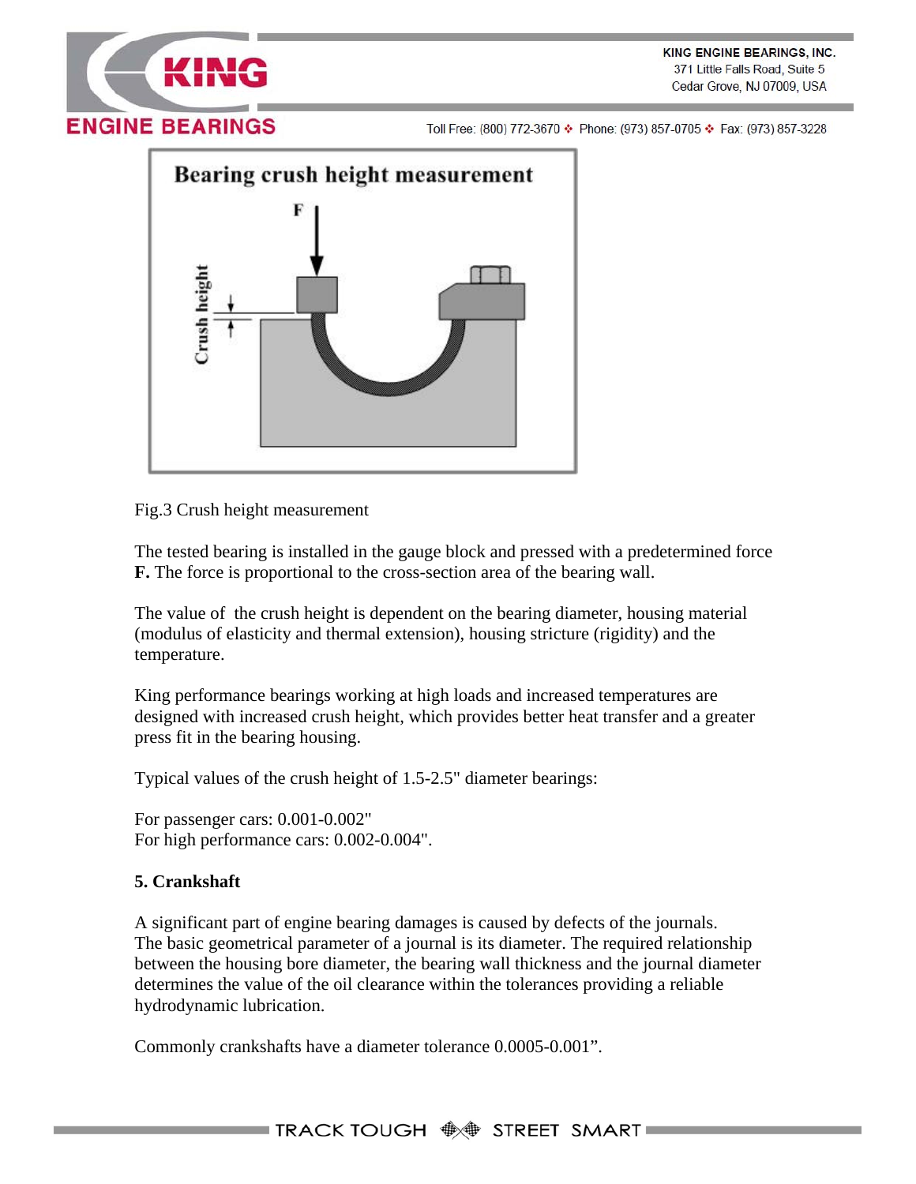Fig.3 Crush height measurement

The tested bearing is installed in the gauge block and pressed with a predetermined force **F.** The force is proportional to the cross-section area of the bearing wall.

The value of the crush height is dependent on the bearing diameter, housing material (modulus of elasticity and thermal extension), housing stricture (rigidity) and the temperature.

King performance bearings working at high loads and increased temperatures are designed with increased crush height, which provides better heat transfer and a greater press fit in the bearing housing.

Typical values of the crush height of 1.5-2.5" diameter bearings:

For passenger cars: 0.001-0.002"
For high performance cars: 0.002-0.004".

## 5. Crankshaft

A significant part of engine bearing damages is caused by defects of the journals. The basic geometrical parameter of a journal is its diameter. The required relationship between the housing bore diameter, the bearing wall thickness and the journal diameter determines the value of the oil clearance within the tolerances providing a reliable hydrodynamic lubrication.

Commonly crankshafts have a diameter tolerance 0.0005-0.001”.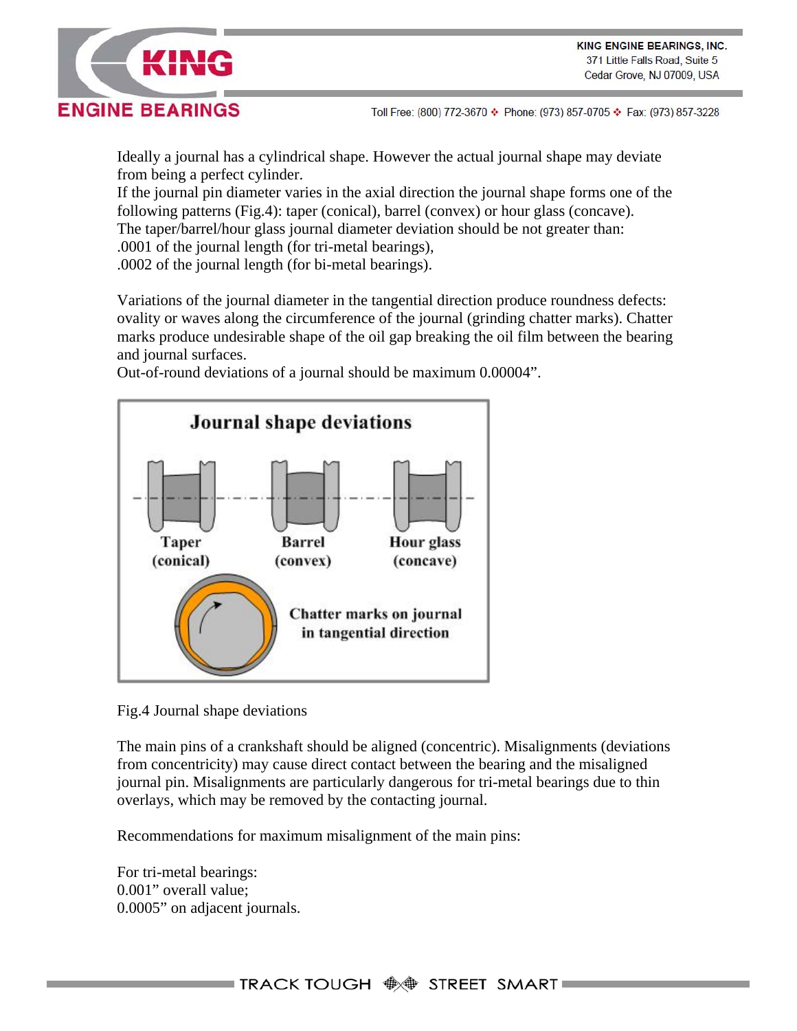Ideally a journal has a cylindrical shape. However the actual journal shape may deviate from being a perfect cylinder.
If the journal pin diameter varies in the axial direction the journal shape forms one of the following patterns (Fig.4): taper (conical), barrel (convex) or hour glass (concave).
The taper/barrel/hour glass journal diameter deviation should be not greater than:
.0001 of the journal length (for tri-metal bearings),
.0002 of the journal length (for bi-metal bearings).

Variations of the journal diameter in the tangential direction produce roundness defects: ovality or waves along the circumference of the journal (grinding chatter marks). Chatter marks produce undesirable shape of the oil gap breaking the oil film between the bearing and journal surfaces.
Out-of-round deviations of a journal should be maximum 0.00004".

Fig.4 Journal shape deviations

The main pins of a crankshaft should be aligned (concentric). Misalignments (deviations from concentricity) may cause direct contact between the bearing and the misaligned journal pin. Misalignments are particularly dangerous for tri-metal bearings due to thin overlays, which may be removed by the contacting journal.

Recommendations for maximum misalignment of the main pins:

For tri-metal bearings:
0.001" overall value;
0.0005" on adjacent journals.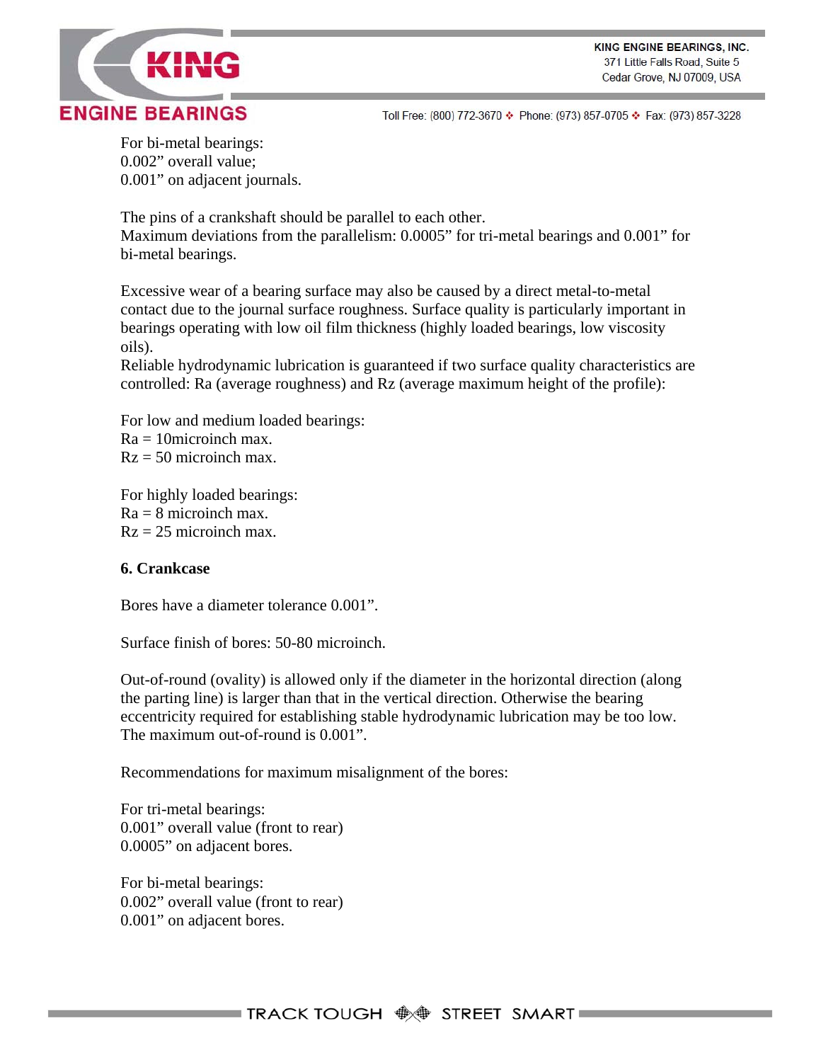For bi-metal bearings:
0.002" overall value;
0.001" on adjacent journals.

The pins of a crankshaft should be parallel to each other.
Maximum deviations from the parallelism: 0.0005" for tri-metal bearings and 0.001" for bi-metal bearings.

Excessive wear of a bearing surface may also be caused by a direct metal-to-metal contact due to the journal surface roughness. Surface quality is particularly important in bearings operating with low oil film thickness (highly loaded bearings, low viscosity oils).
Reliable hydrodynamic lubrication is guaranteed if two surface quality characteristics are controlled: Ra (average roughness) and Rz (average maximum height of the profile):

For low and medium loaded bearings:
Ra = 10microinch max.
Rz = 50 microinch max.

For highly loaded bearings:
Ra = 8 microinch max.
Rz = 25 microinch max.

**6. Crankcase**

Bores have a diameter tolerance 0.001".

Surface finish of bores: 50-80 microinch.

Out-of-round (ovality) is allowed only if the diameter in the horizontal direction (along the parting line) is larger than that in the vertical direction. Otherwise the bearing eccentricity required for establishing stable hydrodynamic lubrication may be too low. The maximum out-of-round is 0.001".

Recommendations for maximum misalignment of the bores:

For tri-metal bearings:
0.001" overall value (front to rear)
0.0005" on adjacent bores.

For bi-metal bearings:
0.002" overall value (front to rear)
0.001" on adjacent bores.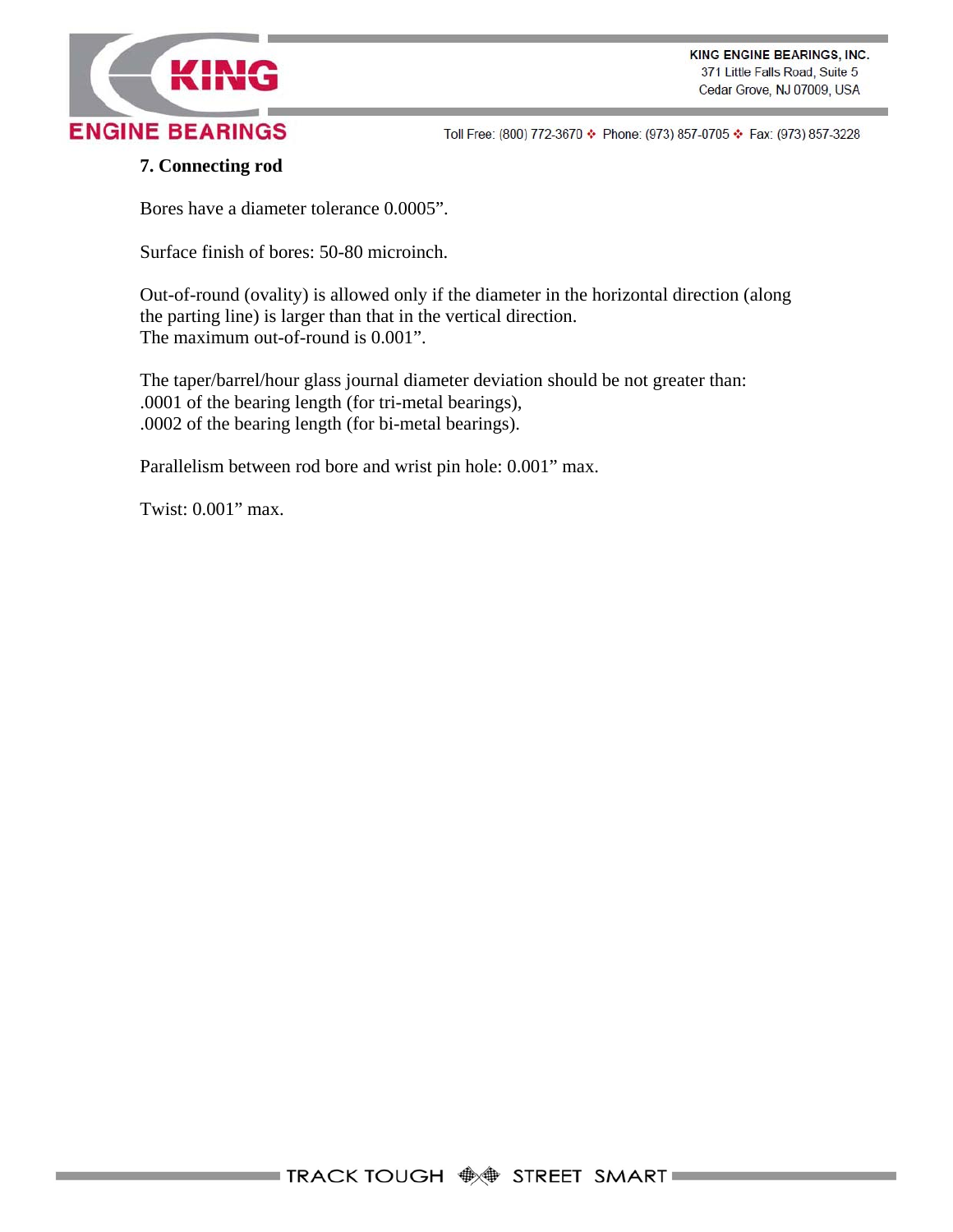## 7. Connecting rod

Bores have a diameter tolerance 0.0005”.

Surface finish of bores: 50-80 microinch.

Out-of-round (ovality) is allowed only if the diameter in the horizontal direction (along the parting line) is larger than that in the vertical direction.
The maximum out-of-round is 0.001”.

The taper/barrel/hour glass journal diameter deviation should be not greater than:
.0001 of the bearing length (for tri-metal bearings),
.0002 of the bearing length (for bi-metal bearings).

Parallelism between rod bore and wrist pin hole: 0.001” max.

Twist: 0.001” max.